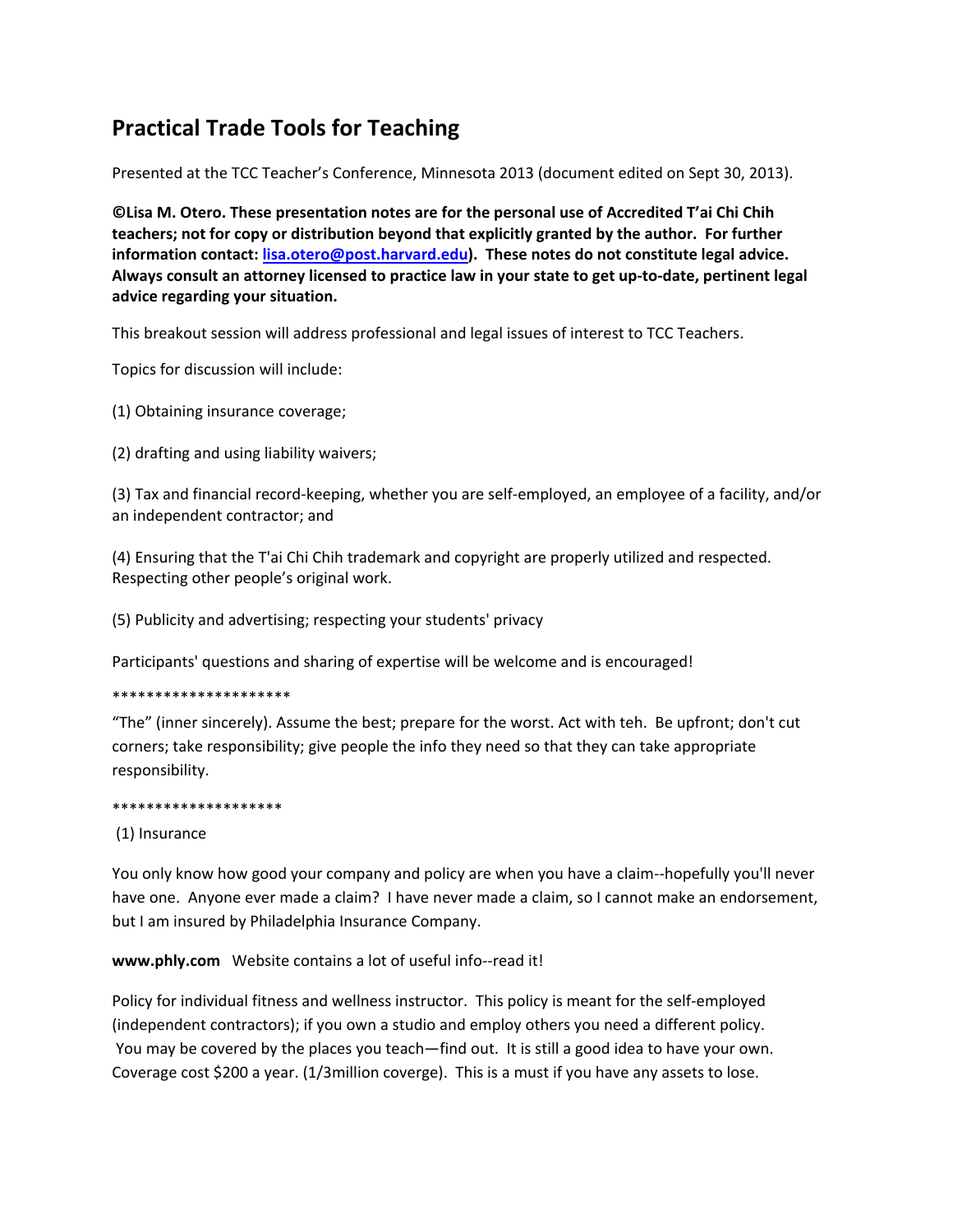# Practical Trade Tools for Teaching

Presented at the TCC Teacher's Conference, Minnesota 2013 (document edited on Sept 30, 2013).

**©Lisa M. Otero. These presentation notes are for the personal use of Accredited T'ai Chi Chih teachers; not for copy or distribution beyond that explicitly granted by the author. For further information contact: [lisa.otero@post.harvard.edu](mailto:lisa.otero@post.harvard.edu)). These notes do not constitute legal advice. Always consult an attorney licensed to practice law in your state to get up-to-date, pertinent legal advice regarding your situation.**

This breakout session will address professional and legal issues of interest to TCC Teachers.

Topics for discussion will include:

(1) Obtaining insurance coverage;

(2) drafting and using liability waivers;

(3) Tax and financial record-keeping, whether you are self-employed, an employee of a facility, and/or an independent contractor; and

(4) Ensuring that the T'ai Chi Chih trademark and copyright are properly utilized and respected. Respecting other people's original work.

(5) Publicity and advertising; respecting your students' privacy

Participants' questions and sharing of expertise will be welcome and is encouraged!

*********************

"The" (inner sincerely). Assume the best; prepare for the worst. Act with teh. Be upfront; don't cut corners; take responsibility; give people the info they need so that they can take appropriate responsibility.

********************

(1) Insurance

You only know how good your company and policy are when you have a claim--hopefully you'll never have one. Anyone ever made a claim? I have never made a claim, so I cannot make an endorsement, but I am insured by Philadelphia Insurance Company.

**www.phly.com** Website contains a lot of useful info--read it!

Policy for individual fitness and wellness instructor. This policy is meant for the self-employed (independent contractors); if you own a studio and employ others you need a different policy. You may be covered by the places you teach—find out. It is still a good idea to have your own. Coverage cost $200 a year. (1/3million coverge). This is a must if you have any assets to lose.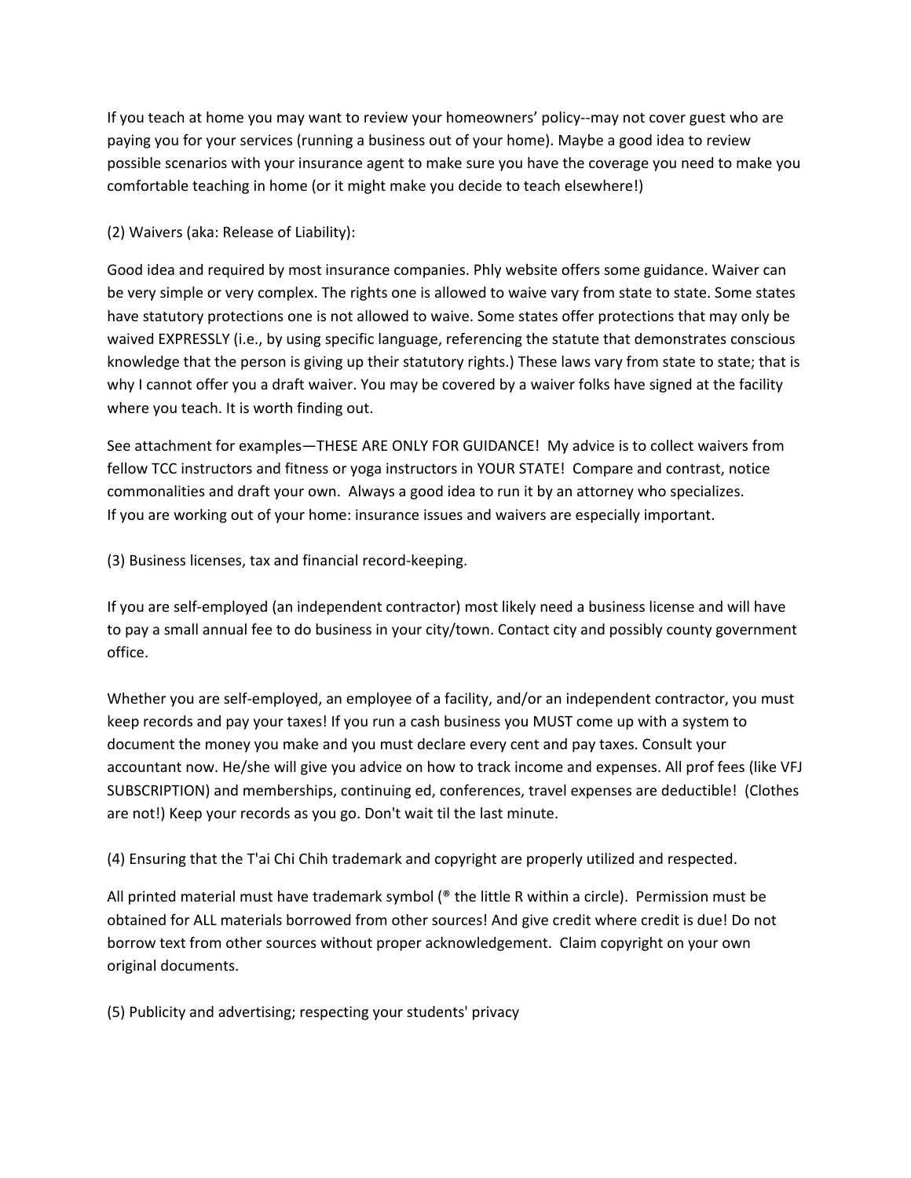If you teach at home you may want to review your homeowners' policy--may not cover guest who are paying you for your services (running a business out of your home). Maybe a good idea to review possible scenarios with your insurance agent to make sure you have the coverage you need to make you comfortable teaching in home (or it might make you decide to teach elsewhere!)

(2) Waivers (aka: Release of Liability):

Good idea and required by most insurance companies. Phly website offers some guidance. Waiver can be very simple or very complex. The rights one is allowed to waive vary from state to state. Some states have statutory protections one is not allowed to waive. Some states offer protections that may only be waived EXPRESSLY (i.e., by using specific language, referencing the statute that demonstrates conscious knowledge that the person is giving up their statutory rights.) These laws vary from state to state; that is why I cannot offer you a draft waiver. You may be covered by a waiver folks have signed at the facility where you teach. It is worth finding out.

See attachment for examples—THESE ARE ONLY FOR GUIDANCE! My advice is to collect waivers from fellow TCC instructors and fitness or yoga instructors in YOUR STATE! Compare and contrast, notice commonalities and draft your own. Always a good idea to run it by an attorney who specializes.
If you are working out of your home: insurance issues and waivers are especially important.

(3) Business licenses, tax and financial record-keeping.

If you are self-employed (an independent contractor) most likely need a business license and will have to pay a small annual fee to do business in your city/town. Contact city and possibly county government office.

Whether you are self-employed, an employee of a facility, and/or an independent contractor, you must keep records and pay your taxes! If you run a cash business you MUST come up with a system to document the money you make and you must declare every cent and pay taxes. Consult your accountant now. He/she will give you advice on how to track income and expenses. All prof fees (like VFJ SUBSCRIPTION) and memberships, continuing ed, conferences, travel expenses are deductible! (Clothes are not!) Keep your records as you go. Don't wait til the last minute.

(4) Ensuring that the T'ai Chi Chih trademark and copyright are properly utilized and respected.

All printed material must have trademark symbol (® the little R within a circle). Permission must be obtained for ALL materials borrowed from other sources! And give credit where credit is due! Do not borrow text from other sources without proper acknowledgement. Claim copyright on your own original documents.

(5) Publicity and advertising; respecting your students' privacy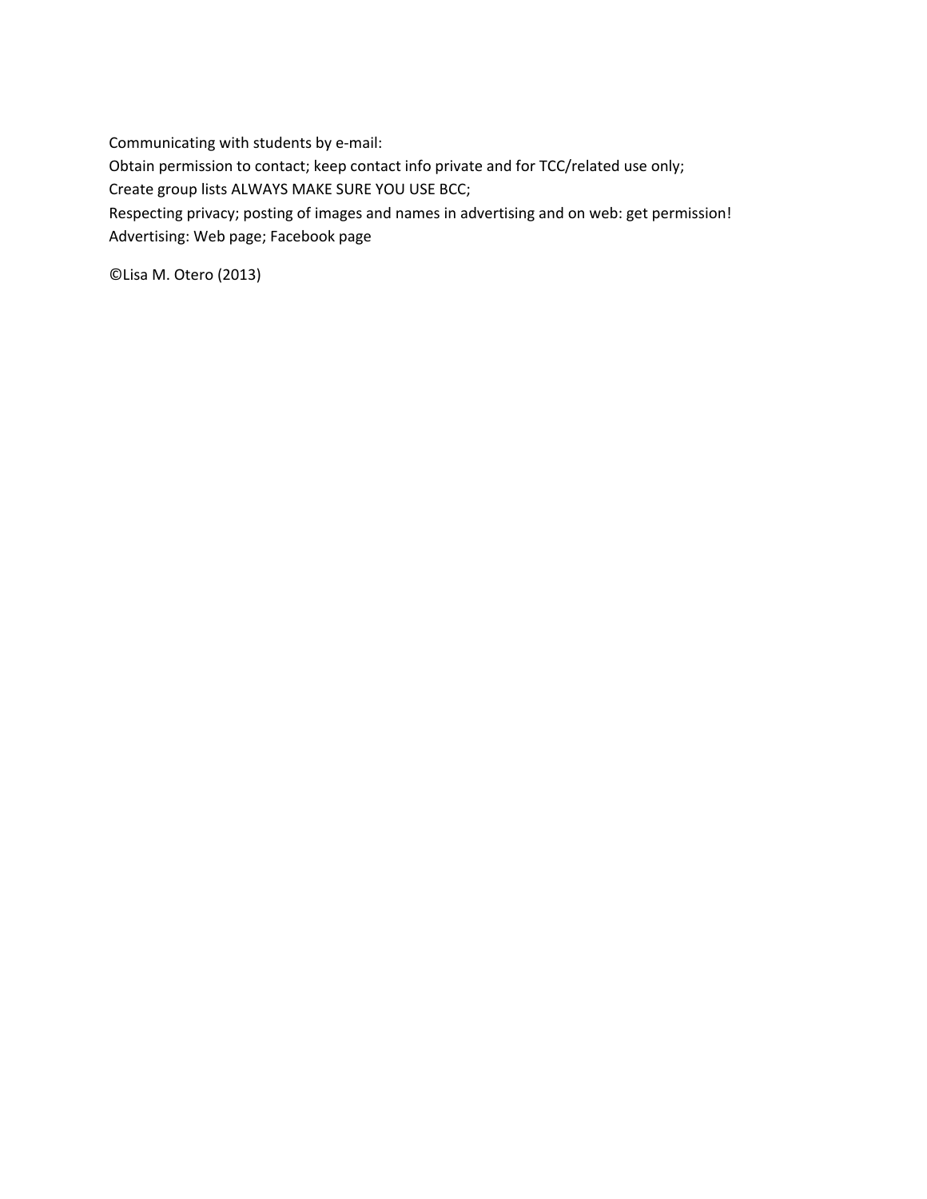Communicating with students by e-mail:
Obtain permission to contact; keep contact info private and for TCC/related use only;
Create group lists ALWAYS MAKE SURE YOU USE BCC;
Respecting privacy; posting of images and names in advertising and on web: get permission!
Advertising: Web page; Facebook page

©Lisa M. Otero (2013)